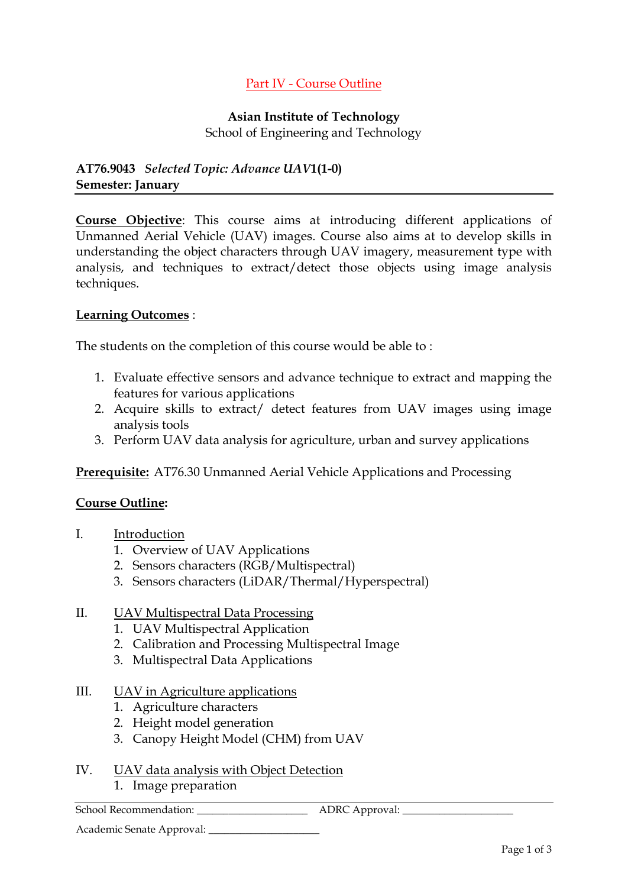Part IV - Course Outline

**Asian Institute of Technology**
School of Engineering and Technology

**AT76.9043** ***Selected Topic: Advance UAV*** **1(1-0)**
**Semester: January**

**Course Objective**: This course aims at introducing different applications of Unmanned Aerial Vehicle (UAV) images. Course also aims at to develop skills in understanding the object characters through UAV imagery, measurement type with analysis, and techniques to extract/detect those objects using image analysis techniques.

**Learning Outcomes** :

The students on the completion of this course would be able to :

1. Evaluate effective sensors and advance technique to extract and mapping the features for various applications
2. Acquire skills to extract/ detect features from UAV images using image analysis tools
3. Perform UAV data analysis for agriculture, urban and survey applications

**Prerequisite:** AT76.30 Unmanned Aerial Vehicle Applications and Processing

**Course Outline:**

I. Introduction
   1. Overview of UAV Applications
   2. Sensors characters (RGB/Multispectral)
   3. Sensors characters (LiDAR/Thermal/Hyperspectral)

II. UAV Multispectral Data Processing
   1. UAV Multispectral Application
   2. Calibration and Processing Multispectral Image
   3. Multispectral Data Applications

III. UAV in Agriculture applications
   1. Agriculture characters
   2. Height model generation
   3. Canopy Height Model (CHM) from UAV

IV. UAV data analysis with Object Detection
   1. Image preparation

School Recommendation: ____________________ ADRC Approval: ____________________

Academic Senate Approval: ____________________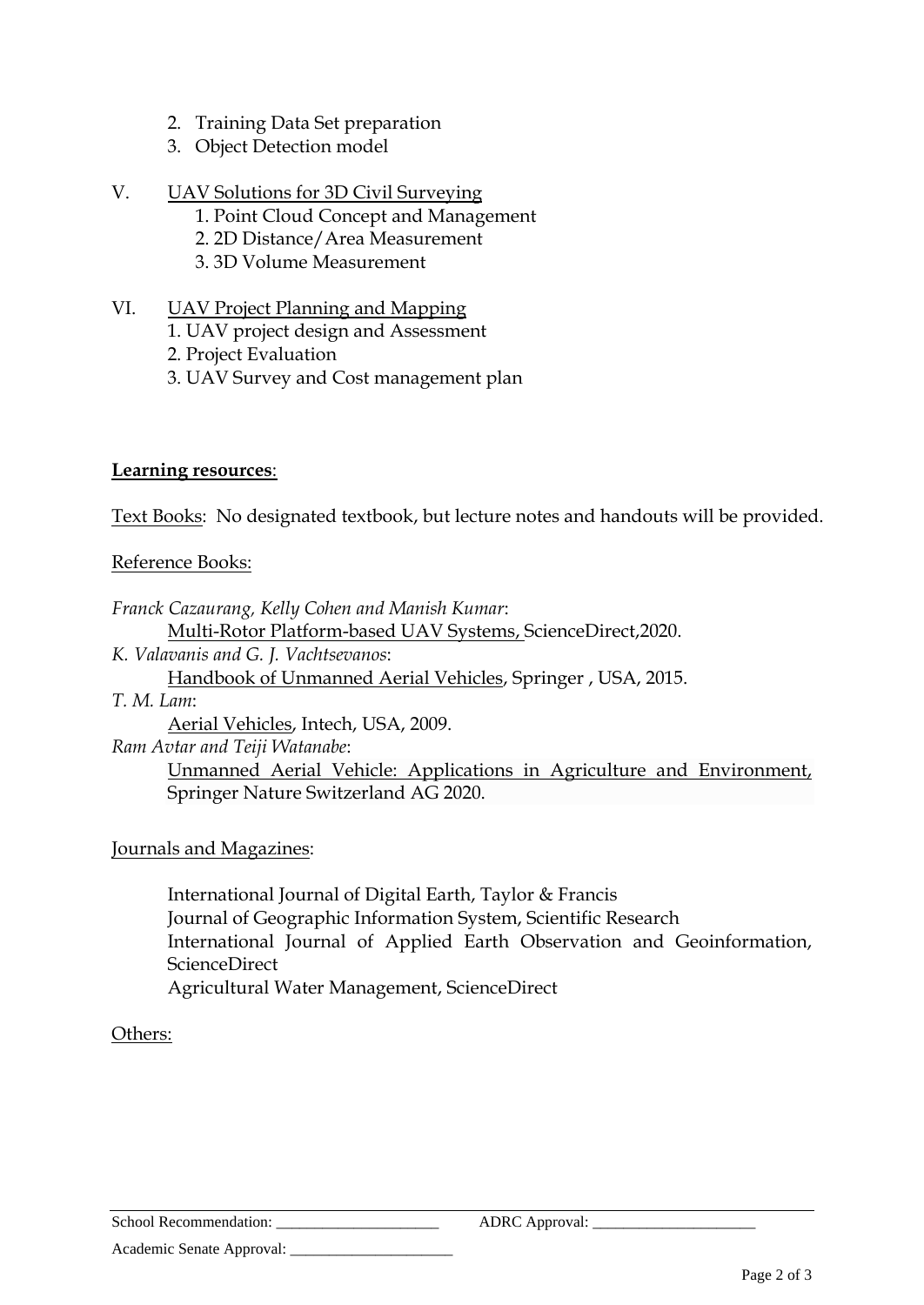2. Training Data Set preparation
3. Object Detection model

V. UAV Solutions for 3D Civil Surveying
   1. Point Cloud Concept and Management
   2. 2D Distance/Area Measurement
   3. 3D Volume Measurement

VI. UAV Project Planning and Mapping
   1. UAV project design and Assessment
   2. Project Evaluation
   3. UAV Survey and Cost management plan

**Learning resources**:

Text Books: No designated textbook, but lecture notes and handouts will be provided.

Reference Books:

*Franck Cazaurang, Kelly Cohen and Manish Kumar*:
  Multi-Rotor Platform-based UAV Systems, ScienceDirect,2020.

*K. Valavanis and G. J. Vachtsevanos*:
  Handbook of Unmanned Aerial Vehicles, Springer , USA, 2015.

*T. M. Lam*:
  Aerial Vehicles, Intech, USA, 2009.

*Ram Avtar and Teiji Watanabe*:
  Unmanned Aerial Vehicle: Applications in Agriculture and Environment, Springer Nature Switzerland AG 2020.

Journals and Magazines:

International Journal of Digital Earth, Taylor & Francis
Journal of Geographic Information System, Scientific Research
International Journal of Applied Earth Observation and Geoinformation, ScienceDirect
Agricultural Water Management, ScienceDirect

Others:

School Recommendation: ____________________ ADRC Approval: ____________________

Academic Senate Approval: ____________________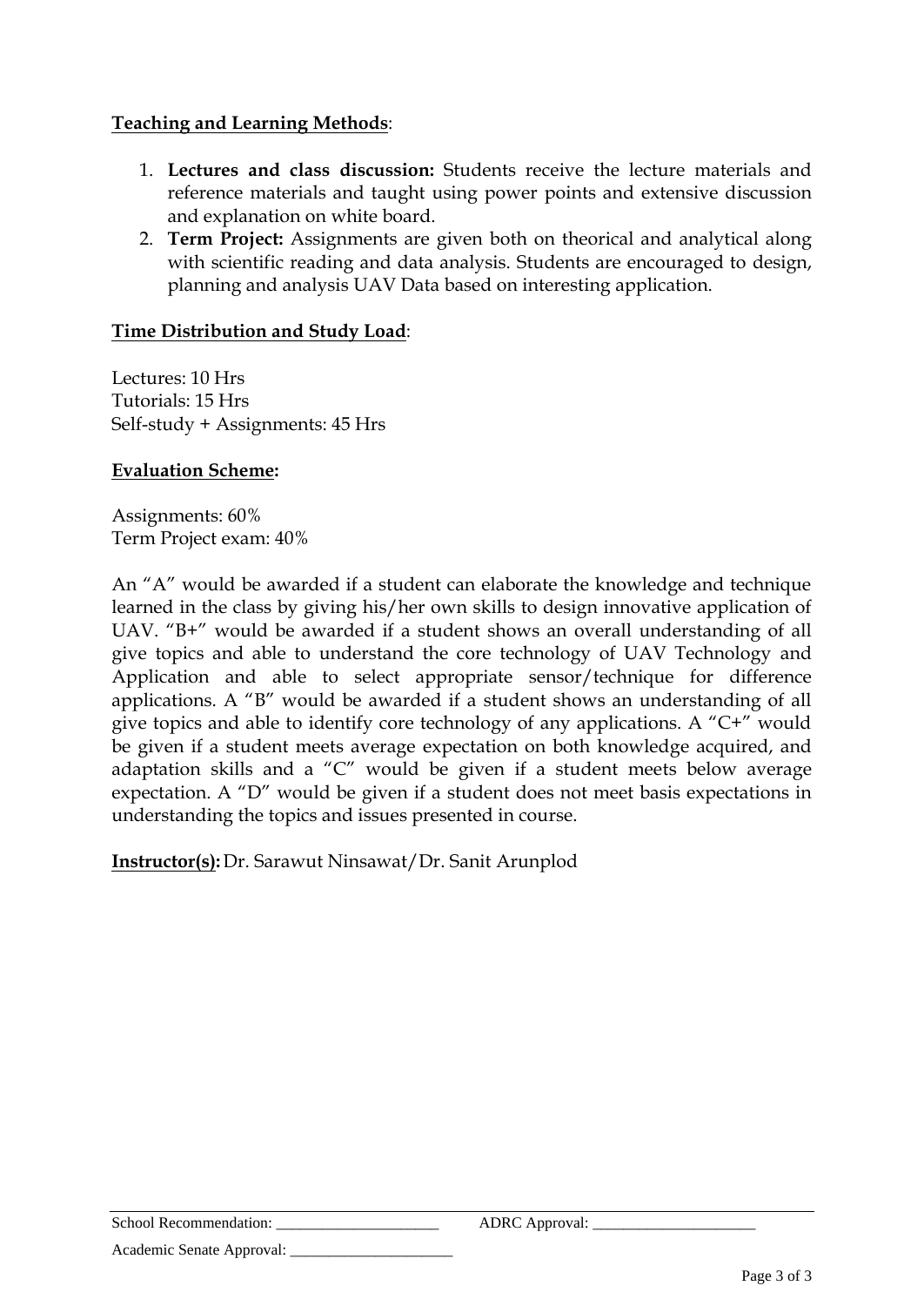**Teaching and Learning Methods**:

1. **Lectures and class discussion:** Students receive the lecture materials and reference materials and taught using power points and extensive discussion and explanation on white board.
2. **Term Project:** Assignments are given both on theorical and analytical along with scientific reading and data analysis. Students are encouraged to design, planning and analysis UAV Data based on interesting application.

**Time Distribution and Study Load**:

Lectures: 10 Hrs
Tutorials: 15 Hrs
Self-study + Assignments: 45 Hrs

**Evaluation Scheme:**

Assignments: 60%
Term Project exam: 40%

An "A" would be awarded if a student can elaborate the knowledge and technique learned in the class by giving his/her own skills to design innovative application of UAV. "B+" would be awarded if a student shows an overall understanding of all give topics and able to understand the core technology of UAV Technology and Application and able to select appropriate sensor/technique for difference applications. A "B" would be awarded if a student shows an understanding of all give topics and able to identify core technology of any applications. A "C+" would be given if a student meets average expectation on both knowledge acquired, and adaptation skills and a "C" would be given if a student meets below average expectation. A "D" would be given if a student does not meet basis expectations in understanding the topics and issues presented in course.

**Instructor(s):** Dr. Sarawut Ninsawat/Dr. Sanit Arunplod

School Recommendation: ____________________ ADRC Approval: ____________________

Academic Senate Approval: ____________________